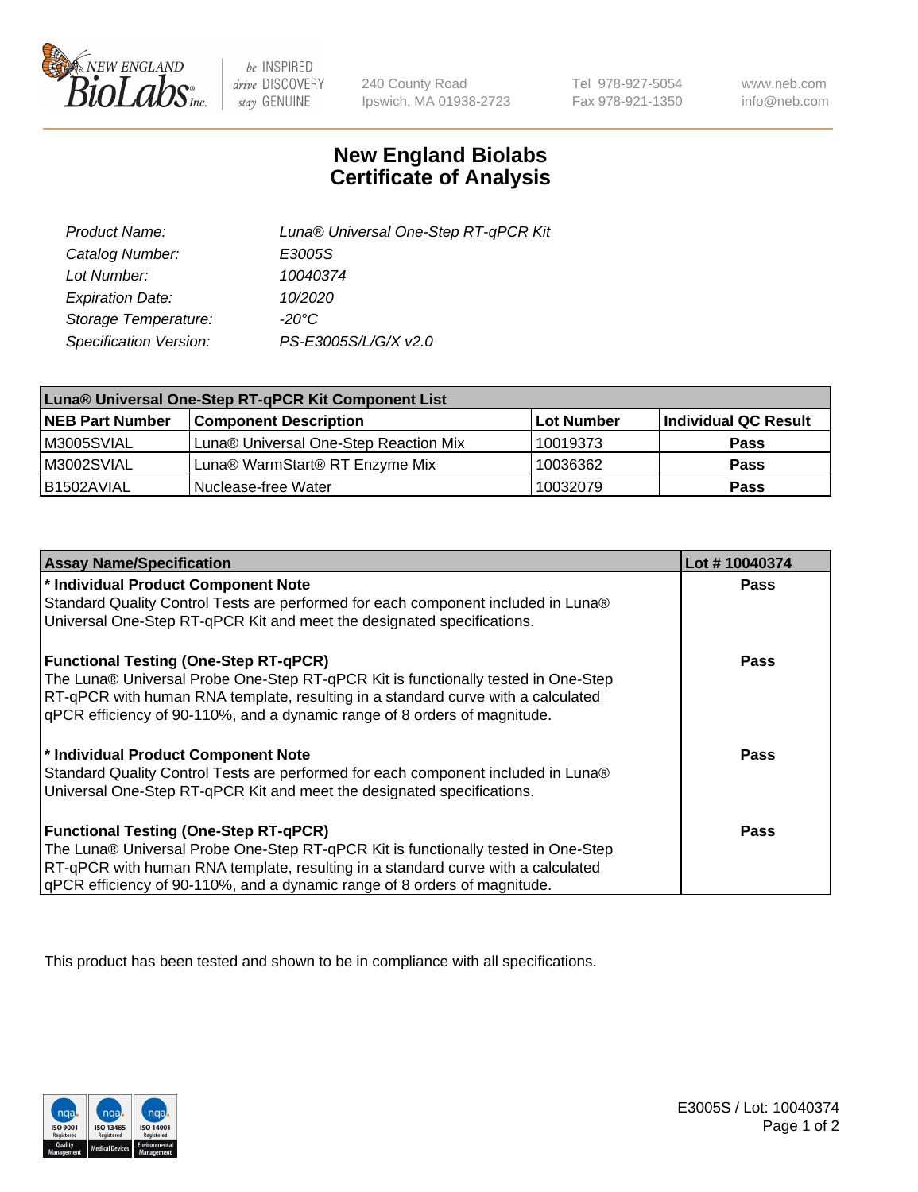# New England Biolabs Certificate of Analysis

| | |
|---|---|
| *Product Name:* | *Luna® Universal One-Step RT-qPCR Kit* |
| *Catalog Number:* | *E3005S* |
| *Lot Number:* | *10040374* |
| *Expiration Date:* | *10/2020* |
| *Storage Temperature:* | *-20°C* |
| *Specification Version:* | *PS-E3005S/L/G/X v2.0* |

| Luna® Universal One-Step RT-qPCR Kit Component List | | | |
|---|---|---|---|
| **NEB Part Number** | **Component Description** | **Lot Number** | **Individual QC Result** |
| M3005SVIAL | Luna® Universal One-Step Reaction Mix | 10019373 | **Pass** |
| M3002SVIAL | Luna® WarmStart® RT Enzyme Mix | 10036362 | **Pass** |
| B1502AVIAL | Nuclease-free Water | 10032079 | **Pass** |

| Assay Name/Specification | Lot # 10040374 |
|---|---|
| **\* Individual Product Component Note**<br>Standard Quality Control Tests are performed for each component included in Luna® Universal One-Step RT-qPCR Kit and meet the designated specifications. | **Pass** |
| **Functional Testing (One-Step RT-qPCR)**<br>The Luna® Universal Probe One-Step RT-qPCR Kit is functionally tested in One-Step RT-qPCR with human RNA template, resulting in a standard curve with a calculated qPCR efficiency of 90-110%, and a dynamic range of 8 orders of magnitude. | **Pass** |
| **\* Individual Product Component Note**<br>Standard Quality Control Tests are performed for each component included in Luna® Universal One-Step RT-qPCR Kit and meet the designated specifications. | **Pass** |
| **Functional Testing (One-Step RT-qPCR)**<br>The Luna® Universal Probe One-Step RT-qPCR Kit is functionally tested in One-Step RT-qPCR with human RNA template, resulting in a standard curve with a calculated qPCR efficiency of 90-110%, and a dynamic range of 8 orders of magnitude. | **Pass** |

This product has been tested and shown to be in compliance with all specifications.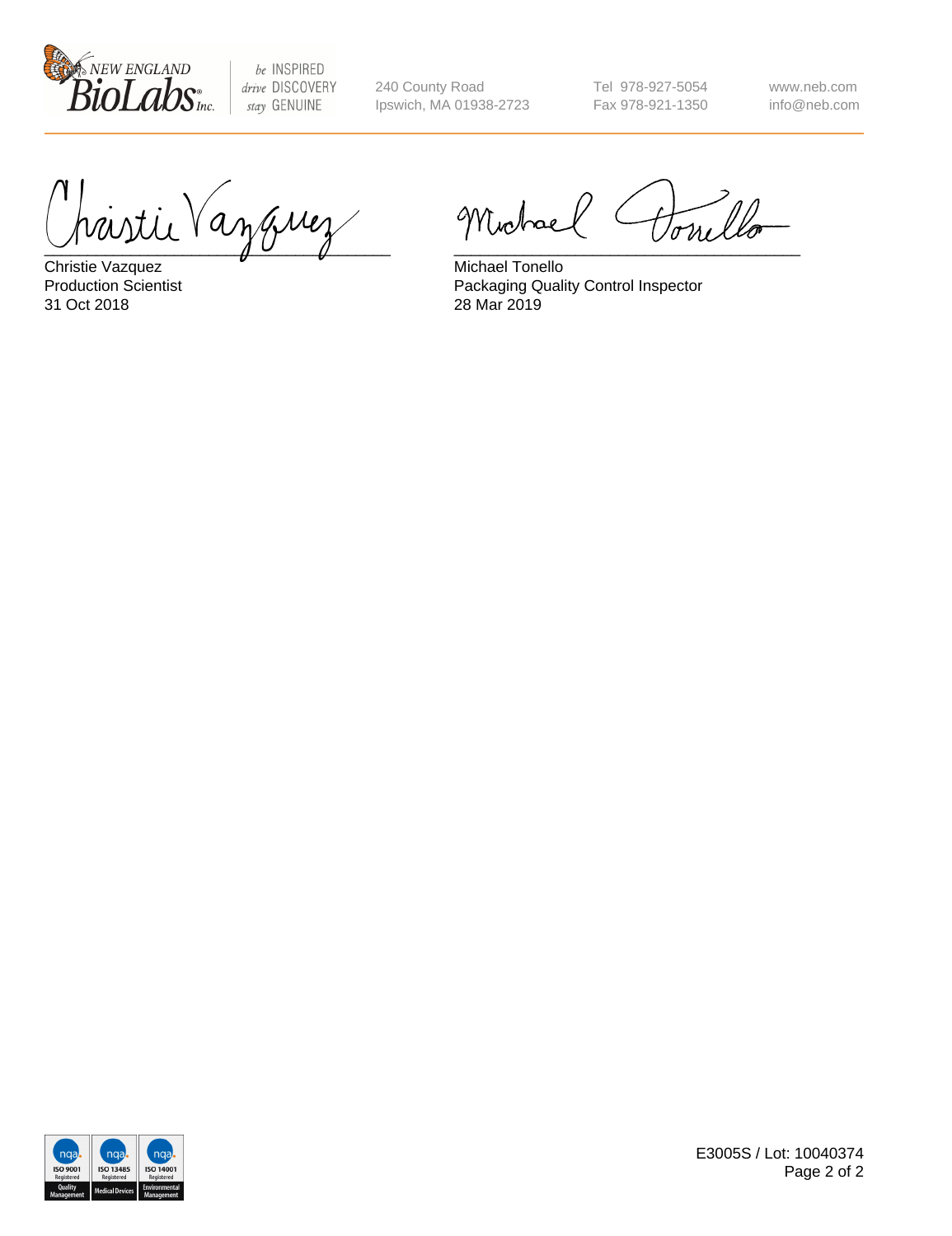NEW ENGLAND BioLabs® Inc. — be INSPIRED drive DISCOVERY stay GENUINE

240 County Road
Ipswich, MA 01938-2723

Tel 978-927-5054
Fax 978-921-1350

www.neb.com
info@neb.com

Christie Vazquez
Production Scientist
31 Oct 2018

Michael Tonello
Packaging Quality Control Inspector
28 Mar 2019

E3005S / Lot: 10040374